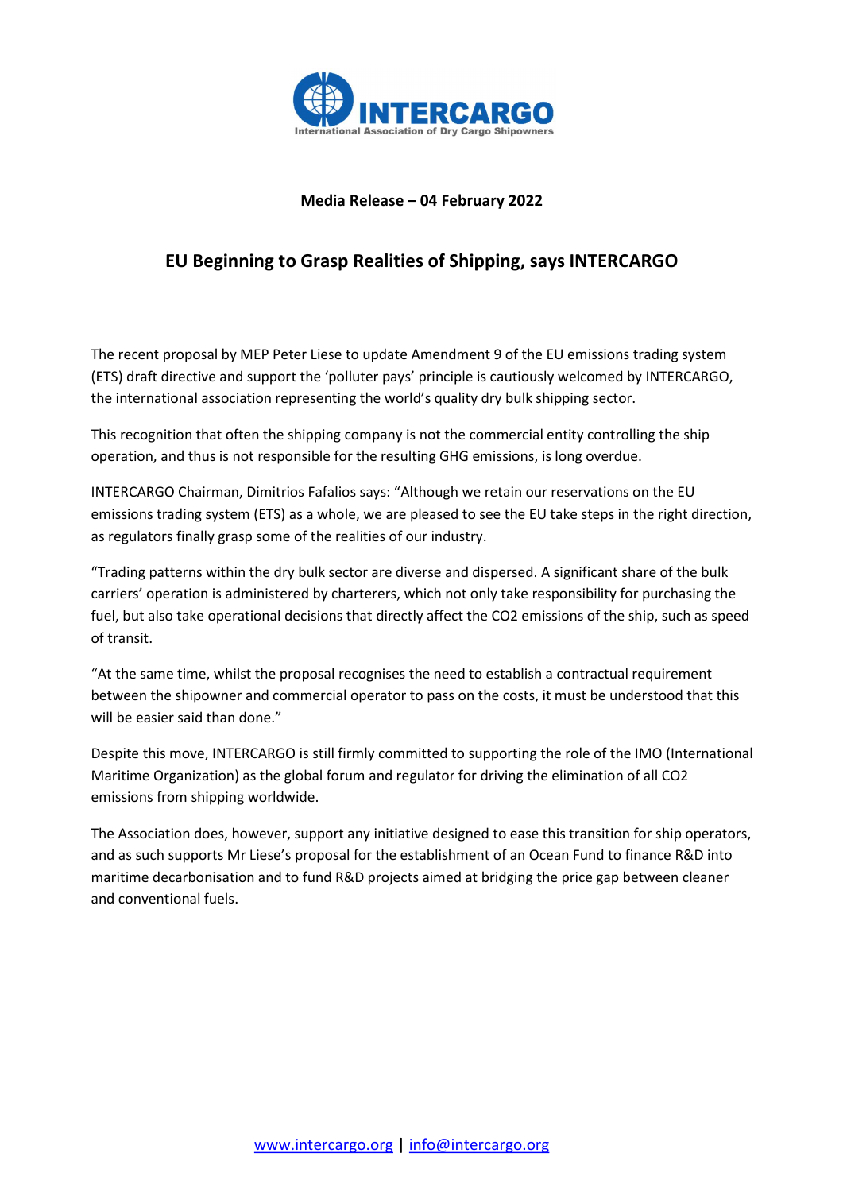INTERCARGO

International Association of Dry Cargo Shipowners

**Media Release – 04 February 2022**

## EU Beginning to Grasp Realities of Shipping, says INTERCARGO

The recent proposal by MEP Peter Liese to update Amendment 9 of the EU emissions trading system (ETS) draft directive and support the 'polluter pays' principle is cautiously welcomed by INTERCARGO, the international association representing the world's quality dry bulk shipping sector.

This recognition that often the shipping company is not the commercial entity controlling the ship operation, and thus is not responsible for the resulting GHG emissions, is long overdue.

INTERCARGO Chairman, Dimitrios Fafalios says: "Although we retain our reservations on the EU emissions trading system (ETS) as a whole, we are pleased to see the EU take steps in the right direction, as regulators finally grasp some of the realities of our industry.

"Trading patterns within the dry bulk sector are diverse and dispersed. A significant share of the bulk carriers' operation is administered by charterers, which not only take responsibility for purchasing the fuel, but also take operational decisions that directly affect the $CO_2$ emissions of the ship, such as speed of transit.

"At the same time, whilst the proposal recognises the need to establish a contractual requirement between the shipowner and commercial operator to pass on the costs, it must be understood that this will be easier said than done."

Despite this move, INTERCARGO is still firmly committed to supporting the role of the IMO (International Maritime Organization) as the global forum and regulator for driving the elimination of all $CO_2$ emissions from shipping worldwide.

The Association does, however, support any initiative designed to ease this transition for ship operators, and as such supports Mr Liese's proposal for the establishment of an Ocean Fund to finance R&D into maritime decarbonisation and to fund R&D projects aimed at bridging the price gap between cleaner and conventional fuels.

www.intercargo.org | info@intercargo.org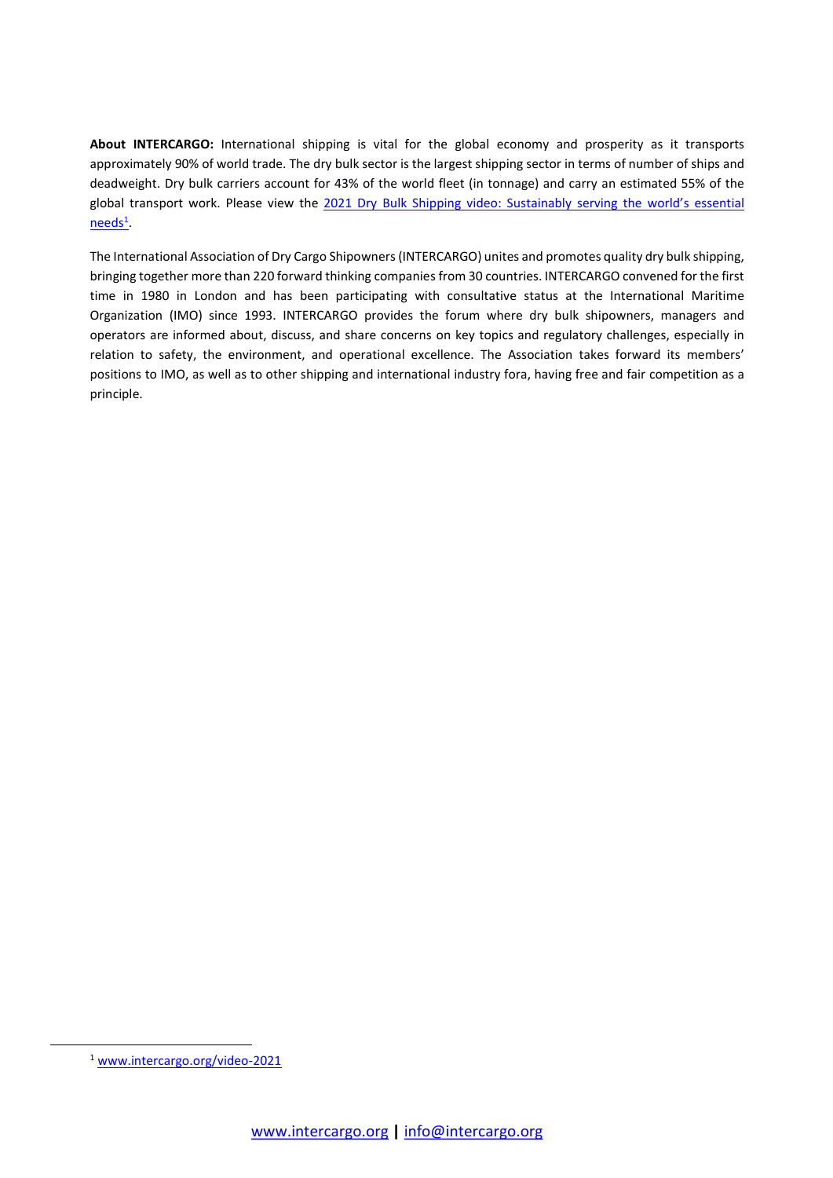**About INTERCARGO:** International shipping is vital for the global economy and prosperity as it transports approximately 90% of world trade. The dry bulk sector is the largest shipping sector in terms of number of ships and deadweight. Dry bulk carriers account for 43% of the world fleet (in tonnage) and carry an estimated 55% of the global transport work. Please view the [2021 Dry Bulk Shipping video: Sustainably serving the world's essential needs][1].

The International Association of Dry Cargo Shipowners (INTERCARGO) unites and promotes quality dry bulk shipping, bringing together more than 220 forward thinking companies from 30 countries. INTERCARGO convened for the first time in 1980 in London and has been participating with consultative status at the International Maritime Organization (IMO) since 1993. INTERCARGO provides the forum where dry bulk shipowners, managers and operators are informed about, discuss, and share concerns on key topics and regulatory challenges, especially in relation to safety, the environment, and operational excellence. The Association takes forward its members' positions to IMO, as well as to other shipping and international industry fora, having free and fair competition as a principle.

[1] www.intercargo.org/video-2021

www.intercargo.org | info@intercargo.org